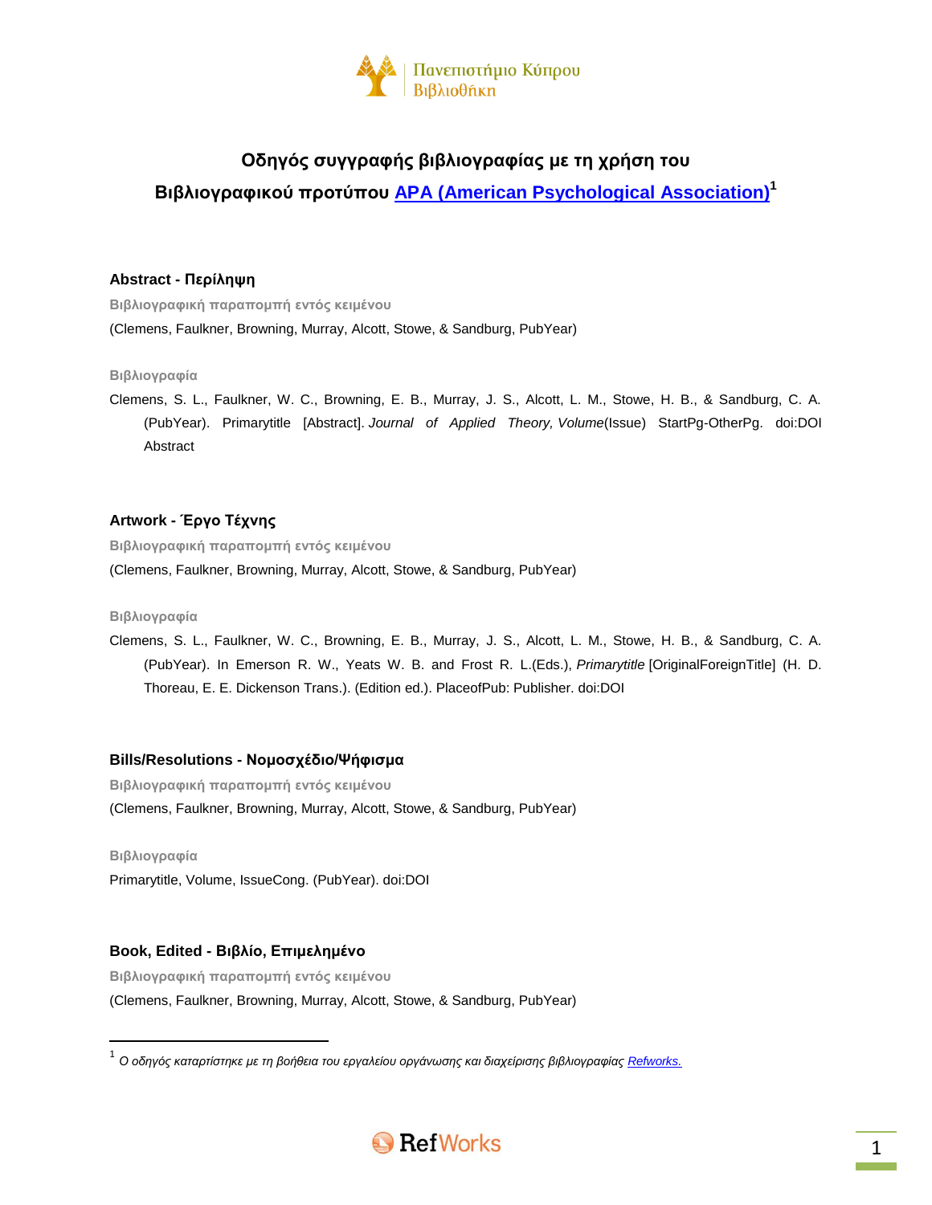# Οδηγός συγγραφής βιβλιογραφίας με τη χρήση του Βιβλιογραφικού προτύπου [APA (American Psychological Association)][1]

## Abstract - Περίληψη

**Βιβλιογραφική παραπομπή εντός κειμένου**

(Clemens, Faulkner, Browning, Murray, Alcott, Stowe, & Sandburg, PubYear)

**Βιβλιογραφία**

Clemens, S. L., Faulkner, W. C., Browning, E. B., Murray, J. S., Alcott, L. M., Stowe, H. B., & Sandburg, C. A. (PubYear). Primarytitle [Abstract]. *Journal of Applied Theory, Volume*(Issue) StartPg-OtherPg. doi:DOI Abstract

## Artwork - Έργο Τέχνης

**Βιβλιογραφική παραπομπή εντός κειμένου**

(Clemens, Faulkner, Browning, Murray, Alcott, Stowe, & Sandburg, PubYear)

**Βιβλιογραφία**

Clemens, S. L., Faulkner, W. C., Browning, E. B., Murray, J. S., Alcott, L. M., Stowe, H. B., & Sandburg, C. A. (PubYear). In Emerson R. W., Yeats W. B. and Frost R. L.(Eds.), *Primarytitle* [OriginalForeignTitle] (H. D. Thoreau, E. E. Dickenson Trans.). (Edition ed.). PlaceofPub: Publisher. doi:DOI

## Bills/Resolutions - Νομοσχέδιο/Ψήφισμα

**Βιβλιογραφική παραπομπή εντός κειμένου**

(Clemens, Faulkner, Browning, Murray, Alcott, Stowe, & Sandburg, PubYear)

**Βιβλιογραφία**

Primarytitle, Volume, IssueCong. (PubYear). doi:DOI

## Book, Edited - Βιβλίο, Επιμελημένο

**Βιβλιογραφική παραπομπή εντός κειμένου**

(Clemens, Faulkner, Browning, Murray, Alcott, Stowe, & Sandburg, PubYear)

---

[1] *Ο οδηγός καταρτίστηκε με τη βοήθεια του εργαλείου οργάνωσης και διαχείρισης βιβλιογραφίας [Refworks.]*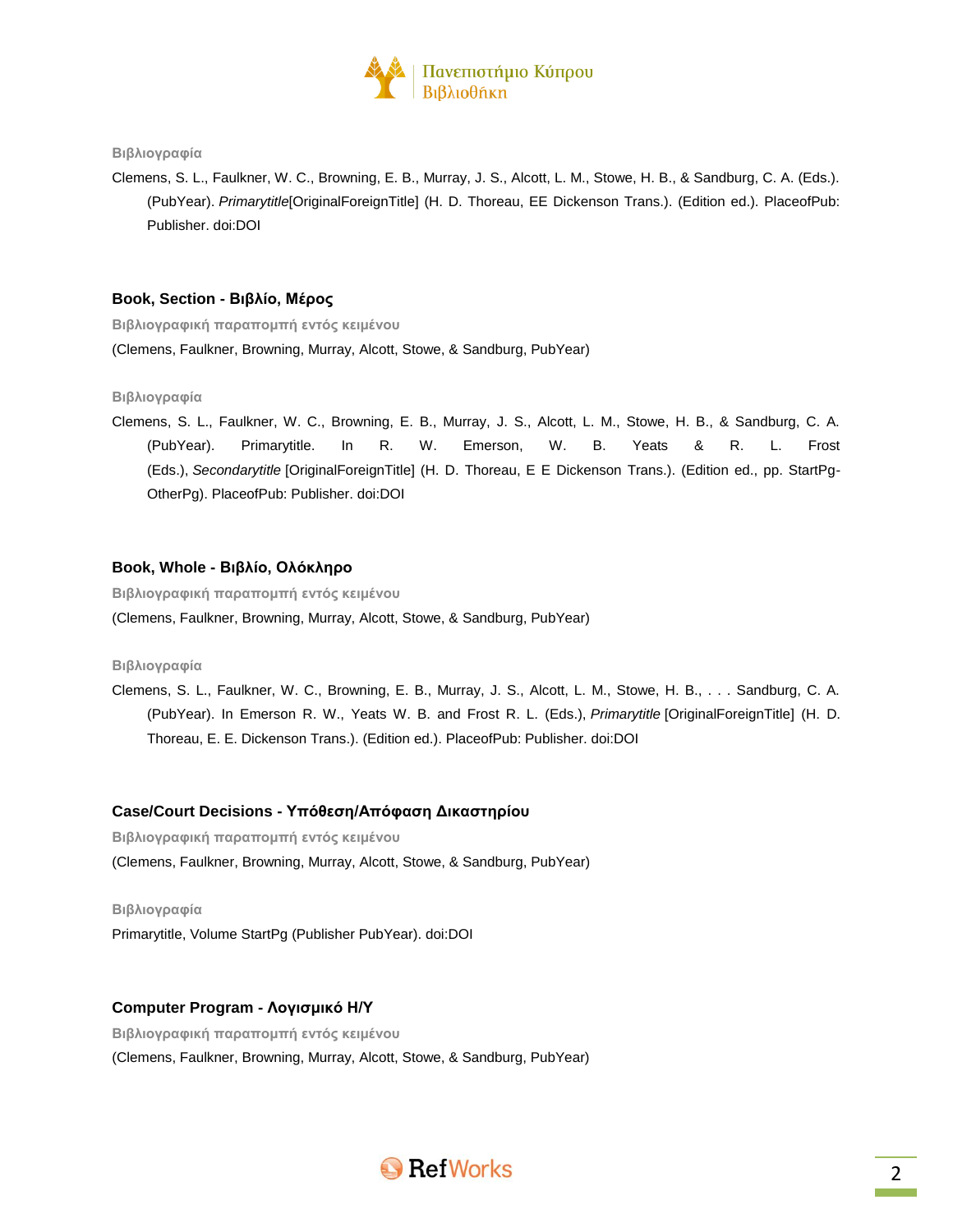**Βιβλιογραφία**

Clemens, S. L., Faulkner, W. C., Browning, E. B., Murray, J. S., Alcott, L. M., Stowe, H. B., & Sandburg, C. A. (Eds.). (PubYear). *Primarytitle*[OriginalForeignTitle] (H. D. Thoreau, EE Dickenson Trans.). (Edition ed.). PlaceofPub: Publisher. doi:DOI

## Book, Section - Βιβλίο, Μέρος

**Βιβλιογραφική παραπομπή εντός κειμένου**

(Clemens, Faulkner, Browning, Murray, Alcott, Stowe, & Sandburg, PubYear)

**Βιβλιογραφία**

Clemens, S. L., Faulkner, W. C., Browning, E. B., Murray, J. S., Alcott, L. M., Stowe, H. B., & Sandburg, C. A. (PubYear). Primarytitle. In R. W. Emerson, W. B. Yeats & R. L. Frost (Eds.), *Secondarytitle* [OriginalForeignTitle] (H. D. Thoreau, E E Dickenson Trans.). (Edition ed., pp. StartPg-OtherPg). PlaceofPub: Publisher. doi:DOI

## Book, Whole - Βιβλίο, Ολόκληρο

**Βιβλιογραφική παραπομπή εντός κειμένου**

(Clemens, Faulkner, Browning, Murray, Alcott, Stowe, & Sandburg, PubYear)

**Βιβλιογραφία**

Clemens, S. L., Faulkner, W. C., Browning, E. B., Murray, J. S., Alcott, L. M., Stowe, H. B., . . . Sandburg, C. A. (PubYear). In Emerson R. W., Yeats W. B. and Frost R. L. (Eds.), *Primarytitle* [OriginalForeignTitle] (H. D. Thoreau, E. E. Dickenson Trans.). (Edition ed.). PlaceofPub: Publisher. doi:DOI

## Case/Court Decisions - Υπόθεση/Απόφαση Δικαστηρίου

**Βιβλιογραφική παραπομπή εντός κειμένου**

(Clemens, Faulkner, Browning, Murray, Alcott, Stowe, & Sandburg, PubYear)

**Βιβλιογραφία**

Primarytitle, Volume StartPg (Publisher PubYear). doi:DOI

## Computer Program - Λογισμικό Η/Υ

**Βιβλιογραφική παραπομπή εντός κειμένου**

(Clemens, Faulkner, Browning, Murray, Alcott, Stowe, & Sandburg, PubYear)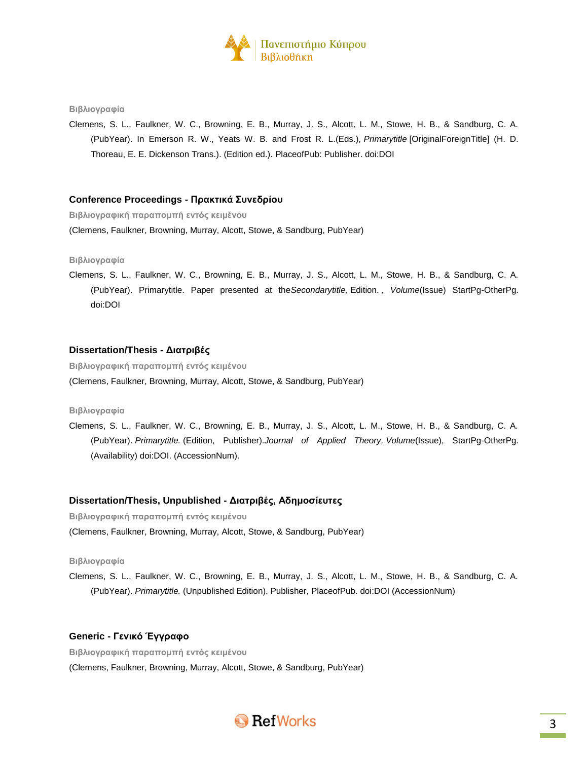**Βιβλιογραφία**

Clemens, S. L., Faulkner, W. C., Browning, E. B., Murray, J. S., Alcott, L. M., Stowe, H. B., & Sandburg, C. A. (PubYear). In Emerson R. W., Yeats W. B. and Frost R. L.(Eds.), *Primarytitle* [OriginalForeignTitle] (H. D. Thoreau, E. E. Dickenson Trans.). (Edition ed.). PlaceofPub: Publisher. doi:DOI

### Conference Proceedings - Πρακτικά Συνεδρίου

**Βιβλιογραφική παραπομπή εντός κειμένου**

(Clemens, Faulkner, Browning, Murray, Alcott, Stowe, & Sandburg, PubYear)

**Βιβλιογραφία**

Clemens, S. L., Faulkner, W. C., Browning, E. B., Murray, J. S., Alcott, L. M., Stowe, H. B., & Sandburg, C. A. (PubYear). Primarytitle. Paper presented at the*Secondarytitle,* Edition. , *Volume*(Issue) StartPg-OtherPg. doi:DOI

### Dissertation/Thesis - Διατριβές

**Βιβλιογραφική παραπομπή εντός κειμένου**

(Clemens, Faulkner, Browning, Murray, Alcott, Stowe, & Sandburg, PubYear)

**Βιβλιογραφία**

Clemens, S. L., Faulkner, W. C., Browning, E. B., Murray, J. S., Alcott, L. M., Stowe, H. B., & Sandburg, C. A. (PubYear). *Primarytitle.* (Edition, Publisher).*Journal of Applied Theory, Volume*(Issue), StartPg-OtherPg. (Availability) doi:DOI. (AccessionNum).

### Dissertation/Thesis, Unpublished - Διατριβές, Αδημοσίευτες

**Βιβλιογραφική παραπομπή εντός κειμένου**

(Clemens, Faulkner, Browning, Murray, Alcott, Stowe, & Sandburg, PubYear)

**Βιβλιογραφία**

Clemens, S. L., Faulkner, W. C., Browning, E. B., Murray, J. S., Alcott, L. M., Stowe, H. B., & Sandburg, C. A. (PubYear). *Primarytitle.* (Unpublished Edition). Publisher, PlaceofPub. doi:DOI (AccessionNum)

### Generic - Γενικό Έγγραφο

**Βιβλιογραφική παραπομπή εντός κειμένου**

(Clemens, Faulkner, Browning, Murray, Alcott, Stowe, & Sandburg, PubYear)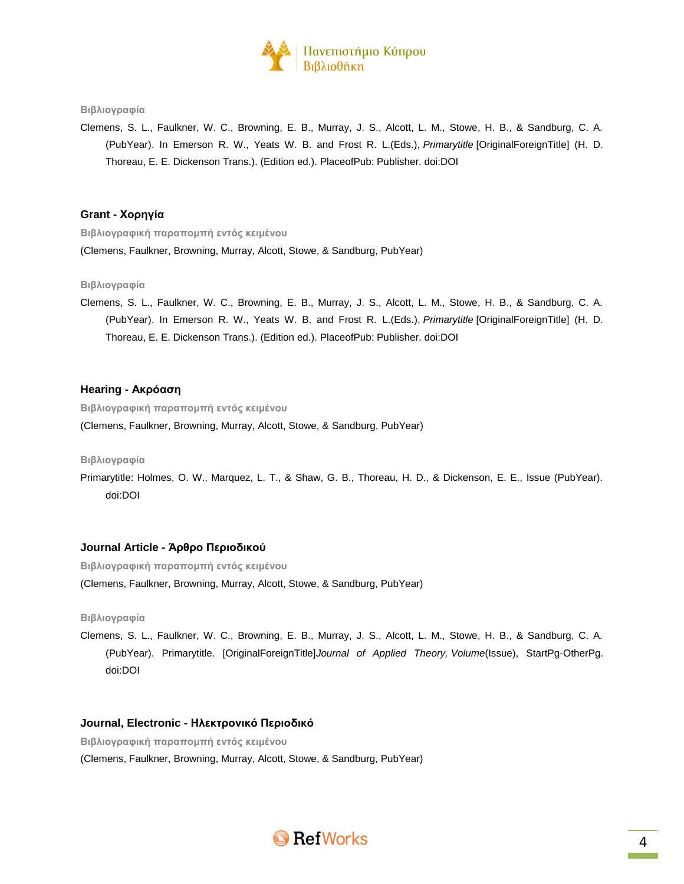**Βιβλιογραφία**

Clemens, S. L., Faulkner, W. C., Browning, E. B., Murray, J. S., Alcott, L. M., Stowe, H. B., & Sandburg, C. A. (PubYear). In Emerson R. W., Yeats W. B. and Frost R. L.(Eds.), *Primarytitle* [OriginalForeignTitle] (H. D. Thoreau, E. E. Dickenson Trans.). (Edition ed.). PlaceofPub: Publisher. doi:DOI

### Grant - Χορηγία

**Βιβλιογραφική παραπομπή εντός κειμένου**

(Clemens, Faulkner, Browning, Murray, Alcott, Stowe, & Sandburg, PubYear)

**Βιβλιογραφία**

Clemens, S. L., Faulkner, W. C., Browning, E. B., Murray, J. S., Alcott, L. M., Stowe, H. B., & Sandburg, C. A. (PubYear). In Emerson R. W., Yeats W. B. and Frost R. L.(Eds.), *Primarytitle* [OriginalForeignTitle] (H. D. Thoreau, E. E. Dickenson Trans.). (Edition ed.). PlaceofPub: Publisher. doi:DOI

### Hearing - Ακρόαση

**Βιβλιογραφική παραπομπή εντός κειμένου**

(Clemens, Faulkner, Browning, Murray, Alcott, Stowe, & Sandburg, PubYear)

**Βιβλιογραφία**

Primarytitle: Holmes, O. W., Marquez, L. T., & Shaw, G. B., Thoreau, H. D., & Dickenson, E. E., Issue (PubYear). doi:DOI

### Journal Article - Άρθρο Περιοδικού

**Βιβλιογραφική παραπομπή εντός κειμένου**

(Clemens, Faulkner, Browning, Murray, Alcott, Stowe, & Sandburg, PubYear)

**Βιβλιογραφία**

Clemens, S. L., Faulkner, W. C., Browning, E. B., Murray, J. S., Alcott, L. M., Stowe, H. B., & Sandburg, C. A. (PubYear). Primarytitle. [OriginalForeignTitle]*Journal of Applied Theory, Volume*(Issue), StartPg-OtherPg. doi:DOI

### Journal, Electronic - Ηλεκτρονικό Περιοδικό

**Βιβλιογραφική παραπομπή εντός κειμένου**

(Clemens, Faulkner, Browning, Murray, Alcott, Stowe, & Sandburg, PubYear)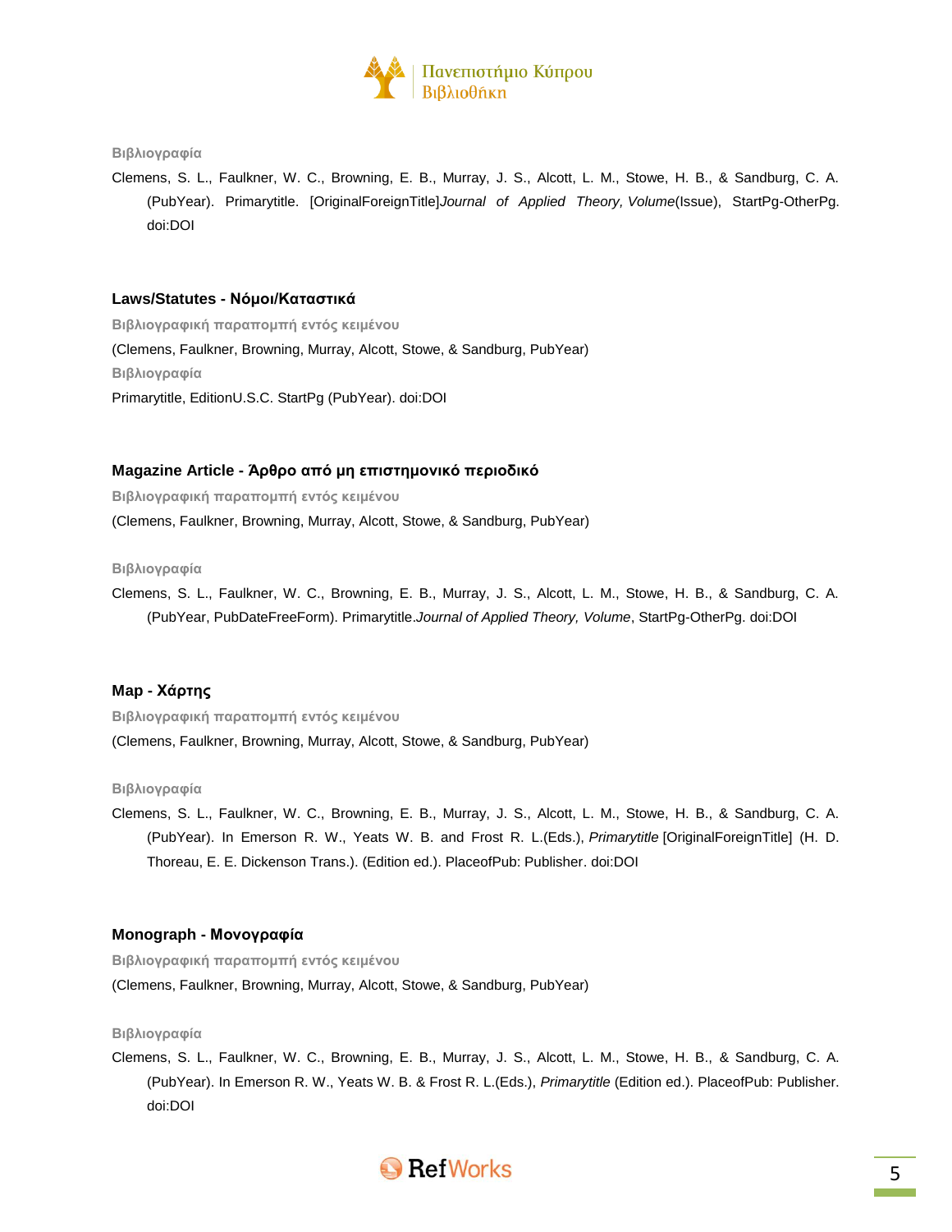**Βιβλιογραφία**

Clemens, S. L., Faulkner, W. C., Browning, E. B., Murray, J. S., Alcott, L. M., Stowe, H. B., & Sandburg, C. A. (PubYear). Primarytitle. [OriginalForeignTitle]*Journal of Applied Theory, Volume*(Issue), StartPg-OtherPg. doi:DOI

### Laws/Statutes - Νόμοι/Καταστικά

**Βιβλιογραφική παραπομπή εντός κειμένου**

(Clemens, Faulkner, Browning, Murray, Alcott, Stowe, & Sandburg, PubYear)

**Βιβλιογραφία**

Primarytitle, EditionU.S.C. StartPg (PubYear). doi:DOI

### Magazine Article - Άρθρο από μη επιστημονικό περιοδικό

**Βιβλιογραφική παραπομπή εντός κειμένου**

(Clemens, Faulkner, Browning, Murray, Alcott, Stowe, & Sandburg, PubYear)

**Βιβλιογραφία**

Clemens, S. L., Faulkner, W. C., Browning, E. B., Murray, J. S., Alcott, L. M., Stowe, H. B., & Sandburg, C. A. (PubYear, PubDateFreeForm). Primarytitle.*Journal of Applied Theory, Volume*, StartPg-OtherPg. doi:DOI

### Map - Χάρτης

**Βιβλιογραφική παραπομπή εντός κειμένου**

(Clemens, Faulkner, Browning, Murray, Alcott, Stowe, & Sandburg, PubYear)

**Βιβλιογραφία**

Clemens, S. L., Faulkner, W. C., Browning, E. B., Murray, J. S., Alcott, L. M., Stowe, H. B., & Sandburg, C. A. (PubYear). In Emerson R. W., Yeats W. B. and Frost R. L.(Eds.), *Primarytitle* [OriginalForeignTitle] (H. D. Thoreau, E. E. Dickenson Trans.). (Edition ed.). PlaceofPub: Publisher. doi:DOI

### Monograph - Μονογραφία

**Βιβλιογραφική παραπομπή εντός κειμένου**

(Clemens, Faulkner, Browning, Murray, Alcott, Stowe, & Sandburg, PubYear)

**Βιβλιογραφία**

Clemens, S. L., Faulkner, W. C., Browning, E. B., Murray, J. S., Alcott, L. M., Stowe, H. B., & Sandburg, C. A. (PubYear). In Emerson R. W., Yeats W. B. & Frost R. L.(Eds.), *Primarytitle* (Edition ed.). PlaceofPub: Publisher. doi:DOI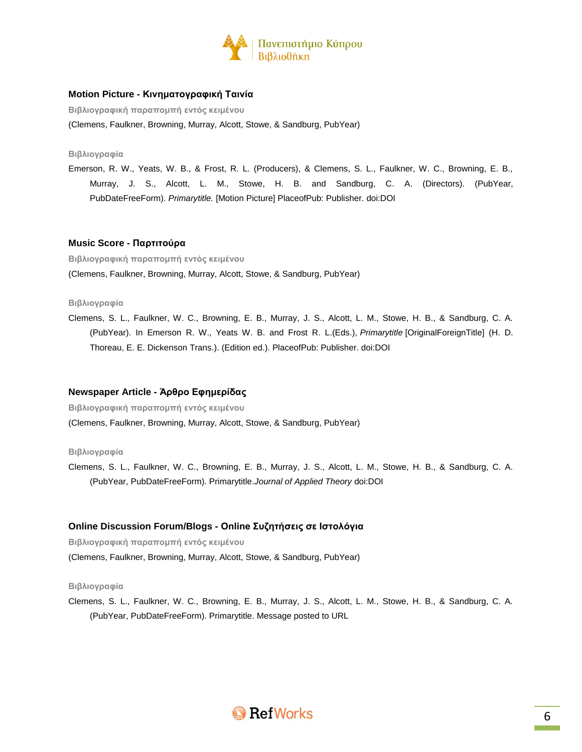### Motion Picture - Κινηματογραφική Ταινία

**Βιβλιογραφική παραπομπή εντός κειμένου**

(Clemens, Faulkner, Browning, Murray, Alcott, Stowe, & Sandburg, PubYear)

**Βιβλιογραφία**

Emerson, R. W., Yeats, W. B., & Frost, R. L. (Producers), & Clemens, S. L., Faulkner, W. C., Browning, E. B., Murray, J. S., Alcott, L. M., Stowe, H. B. and Sandburg, C. A. (Directors). (PubYear, PubDateFreeForm). *Primarytitle.* [Motion Picture] PlaceofPub: Publisher. doi:DOI

### Music Score - Παρτιτούρα

**Βιβλιογραφική παραπομπή εντός κειμένου**

(Clemens, Faulkner, Browning, Murray, Alcott, Stowe, & Sandburg, PubYear)

**Βιβλιογραφία**

Clemens, S. L., Faulkner, W. C., Browning, E. B., Murray, J. S., Alcott, L. M., Stowe, H. B., & Sandburg, C. A. (PubYear). In Emerson R. W., Yeats W. B. and Frost R. L.(Eds.), *Primarytitle* [OriginalForeignTitle] (H. D. Thoreau, E. E. Dickenson Trans.). (Edition ed.). PlaceofPub: Publisher. doi:DOI

### Newspaper Article - Άρθρο Εφημερίδας

**Βιβλιογραφική παραπομπή εντός κειμένου**

(Clemens, Faulkner, Browning, Murray, Alcott, Stowe, & Sandburg, PubYear)

**Βιβλιογραφία**

Clemens, S. L., Faulkner, W. C., Browning, E. B., Murray, J. S., Alcott, L. M., Stowe, H. B., & Sandburg, C. A. (PubYear, PubDateFreeForm). Primarytitle.*Journal of Applied Theory* doi:DOI

### Online Discussion Forum/Blogs - Online Συζητήσεις σε Ιστολόγια

**Βιβλιογραφική παραπομπή εντός κειμένου**

(Clemens, Faulkner, Browning, Murray, Alcott, Stowe, & Sandburg, PubYear)

**Βιβλιογραφία**

Clemens, S. L., Faulkner, W. C., Browning, E. B., Murray, J. S., Alcott, L. M., Stowe, H. B., & Sandburg, C. A. (PubYear, PubDateFreeForm). Primarytitle. Message posted to URL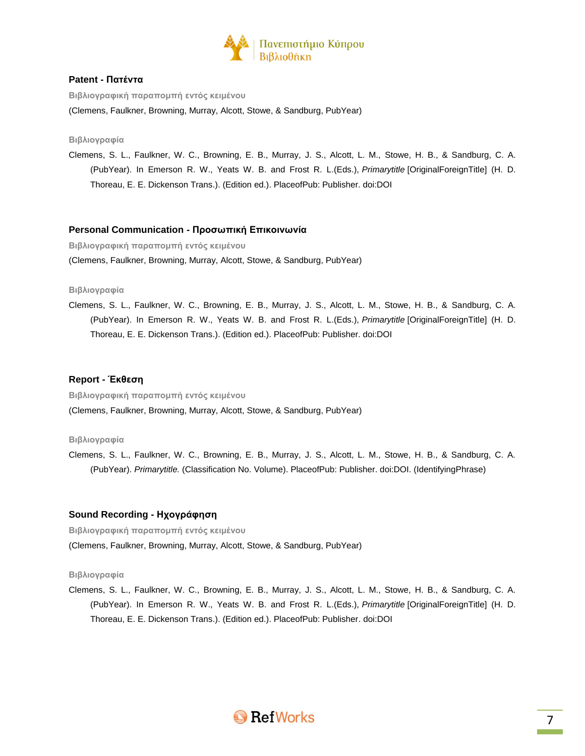### Patent - Πατέντα

**Βιβλιογραφική παραπομπή εντός κειμένου**

(Clemens, Faulkner, Browning, Murray, Alcott, Stowe, & Sandburg, PubYear)

**Βιβλιογραφία**

Clemens, S. L., Faulkner, W. C., Browning, E. B., Murray, J. S., Alcott, L. M., Stowe, H. B., & Sandburg, C. A. (PubYear). In Emerson R. W., Yeats W. B. and Frost R. L.(Eds.), *Primarytitle* [OriginalForeignTitle] (H. D. Thoreau, E. E. Dickenson Trans.). (Edition ed.). PlaceofPub: Publisher. doi:DOI

### Personal Communication - Προσωπική Επικοινωνία

**Βιβλιογραφική παραπομπή εντός κειμένου**

(Clemens, Faulkner, Browning, Murray, Alcott, Stowe, & Sandburg, PubYear)

**Βιβλιογραφία**

Clemens, S. L., Faulkner, W. C., Browning, E. B., Murray, J. S., Alcott, L. M., Stowe, H. B., & Sandburg, C. A. (PubYear). In Emerson R. W., Yeats W. B. and Frost R. L.(Eds.), *Primarytitle* [OriginalForeignTitle] (H. D. Thoreau, E. E. Dickenson Trans.). (Edition ed.). PlaceofPub: Publisher. doi:DOI

### Report - Έκθεση

**Βιβλιογραφική παραπομπή εντός κειμένου**

(Clemens, Faulkner, Browning, Murray, Alcott, Stowe, & Sandburg, PubYear)

**Βιβλιογραφία**

Clemens, S. L., Faulkner, W. C., Browning, E. B., Murray, J. S., Alcott, L. M., Stowe, H. B., & Sandburg, C. A. (PubYear). *Primarytitle.* (Classification No. Volume). PlaceofPub: Publisher. doi:DOI. (IdentifyingPhrase)

### Sound Recording - Ηχογράφηση

**Βιβλιογραφική παραπομπή εντός κειμένου**

(Clemens, Faulkner, Browning, Murray, Alcott, Stowe, & Sandburg, PubYear)

**Βιβλιογραφία**

Clemens, S. L., Faulkner, W. C., Browning, E. B., Murray, J. S., Alcott, L. M., Stowe, H. B., & Sandburg, C. A. (PubYear). In Emerson R. W., Yeats W. B. and Frost R. L.(Eds.), *Primarytitle* [OriginalForeignTitle] (H. D. Thoreau, E. E. Dickenson Trans.). (Edition ed.). PlaceofPub: Publisher. doi:DOI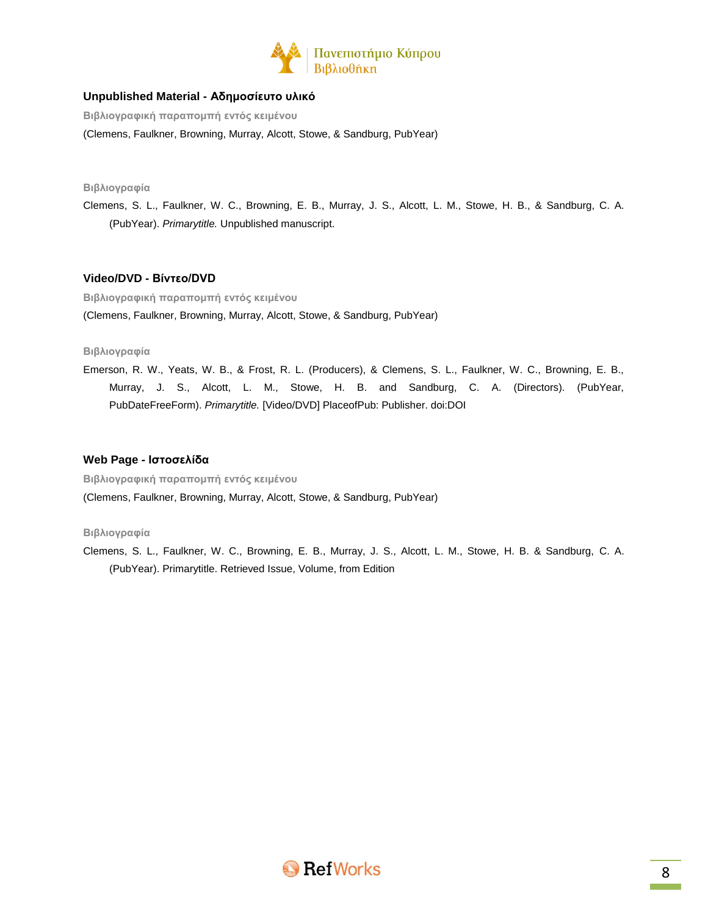## Unpublished Material - Αδημοσίευτο υλικό

**Βιβλιογραφική παραπομπή εντός κειμένου**

(Clemens, Faulkner, Browning, Murray, Alcott, Stowe, & Sandburg, PubYear)

**Βιβλιογραφία**

Clemens, S. L., Faulkner, W. C., Browning, E. B., Murray, J. S., Alcott, L. M., Stowe, H. B., & Sandburg, C. A. (PubYear). *Primarytitle.* Unpublished manuscript.

## Video/DVD - Βίντεο/DVD

**Βιβλιογραφική παραπομπή εντός κειμένου**

(Clemens, Faulkner, Browning, Murray, Alcott, Stowe, & Sandburg, PubYear)

**Βιβλιογραφία**

Emerson, R. W., Yeats, W. B., & Frost, R. L. (Producers), & Clemens, S. L., Faulkner, W. C., Browning, E. B., Murray, J. S., Alcott, L. M., Stowe, H. B. and Sandburg, C. A. (Directors). (PubYear, PubDateFreeForm). *Primarytitle.* [Video/DVD] PlaceofPub: Publisher. doi:DOI

## Web Page - Ιστοσελίδα

**Βιβλιογραφική παραπομπή εντός κειμένου**

(Clemens, Faulkner, Browning, Murray, Alcott, Stowe, & Sandburg, PubYear)

**Βιβλιογραφία**

Clemens, S. L., Faulkner, W. C., Browning, E. B., Murray, J. S., Alcott, L. M., Stowe, H. B. & Sandburg, C. A. (PubYear). Primarytitle. Retrieved Issue, Volume, from Edition